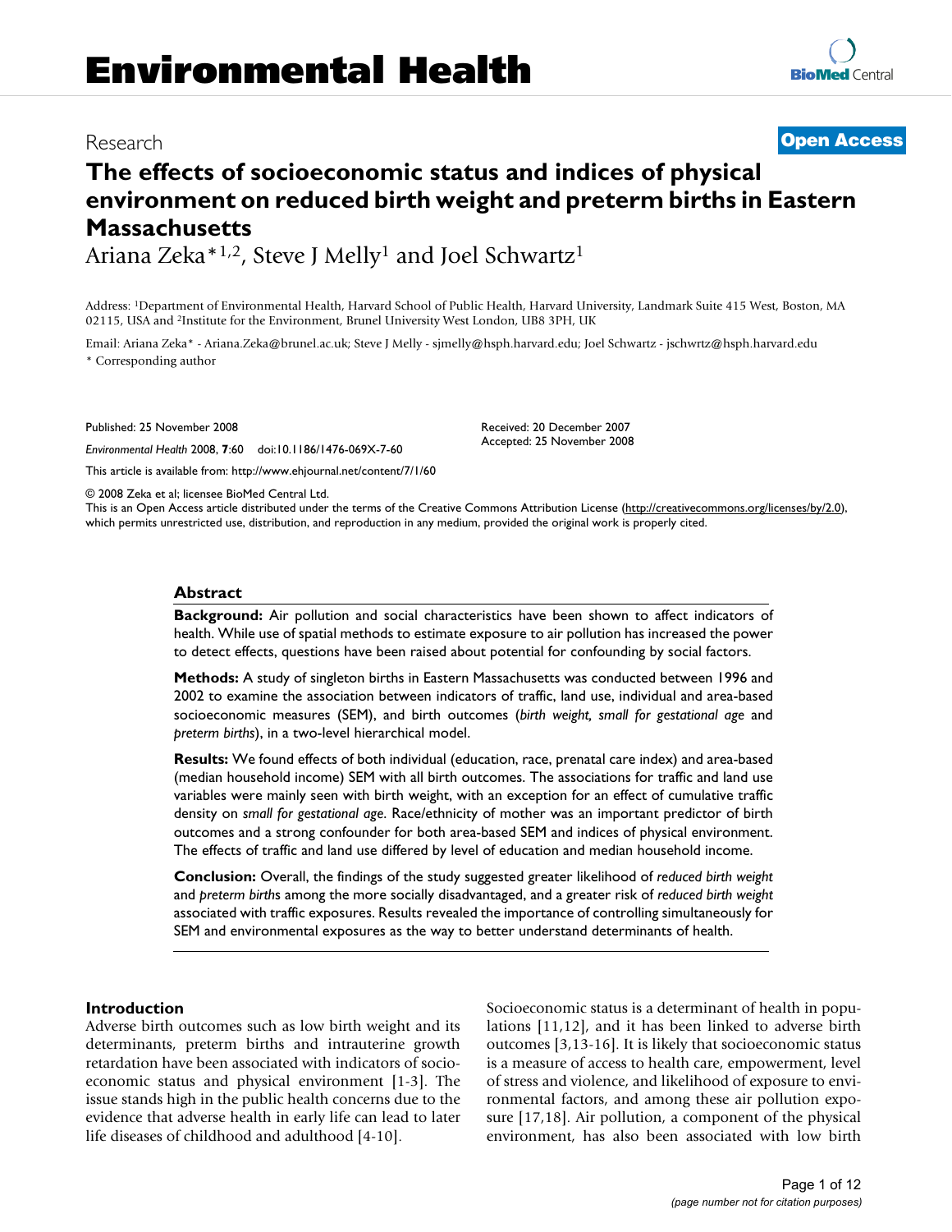# The effects of socioeconomic status and indices of physical environment on reduced birth weight and preterm births in Eastern Massachusetts

Research **Open Access**

Ariana Zeka*[1,2], Steve J Melly[1] and Joel Schwartz[1]

Address: [1]Department of Environmental Health, Harvard School of Public Health, Harvard University, Landmark Suite 415 West, Boston, MA 02115, USA and [2]Institute for the Environment, Brunel University West London, UB8 3PH, UK

Email: Ariana Zeka* - Ariana.Zeka@brunel.ac.uk; Steve J Melly - sjmelly@hsph.harvard.edu; Joel Schwartz - jschwrtz@hsph.harvard.edu

\* Corresponding author

Published: 25 November 2008

*Environmental Health* 2008, **7**:60 doi:10.1186/1476-069X-7-60

Received: 20 December 2007
Accepted: 25 November 2008

This article is available from: http://www.ehjournal.net/content/7/1/60

© 2008 Zeka et al; licensee BioMed Central Ltd.
This is an Open Access article distributed under the terms of the Creative Commons Attribution License (http://creativecommons.org/licenses/by/2.0), which permits unrestricted use, distribution, and reproduction in any medium, provided the original work is properly cited.

## Abstract

**Background:** Air pollution and social characteristics have been shown to affect indicators of health. While use of spatial methods to estimate exposure to air pollution has increased the power to detect effects, questions have been raised about potential for confounding by social factors.

**Methods:** A study of singleton births in Eastern Massachusetts was conducted between 1996 and 2002 to examine the association between indicators of traffic, land use, individual and area-based socioeconomic measures (SEM), and birth outcomes (*birth weight, small for gestational age* and *preterm births*), in a two-level hierarchical model.

**Results:** We found effects of both individual (education, race, prenatal care index) and area-based (median household income) SEM with all birth outcomes. The associations for traffic and land use variables were mainly seen with birth weight, with an exception for an effect of cumulative traffic density on *small for gestational age*. Race/ethnicity of mother was an important predictor of birth outcomes and a strong confounder for both area-based SEM and indices of physical environment. The effects of traffic and land use differed by level of education and median household income.

**Conclusion:** Overall, the findings of the study suggested greater likelihood of *reduced birth weight* and *preterm births* among the more socially disadvantaged, and a greater risk of *reduced birth weight* associated with traffic exposures. Results revealed the importance of controlling simultaneously for SEM and environmental exposures as the way to better understand determinants of health.

## Introduction

Adverse birth outcomes such as low birth weight and its determinants, preterm births and intrauterine growth retardation have been associated with indicators of socioeconomic status and physical environment [1-3]. The issue stands high in the public health concerns due to the evidence that adverse health in early life can lead to later life diseases of childhood and adulthood [4-10].

Socioeconomic status is a determinant of health in populations [11,12], and it has been linked to adverse birth outcomes [3,13-16]. It is likely that socioeconomic status is a measure of access to health care, empowerment, level of stress and violence, and likelihood of exposure to environmental factors, and among these air pollution exposure [17,18]. Air pollution, a component of the physical environment, has also been associated with low birth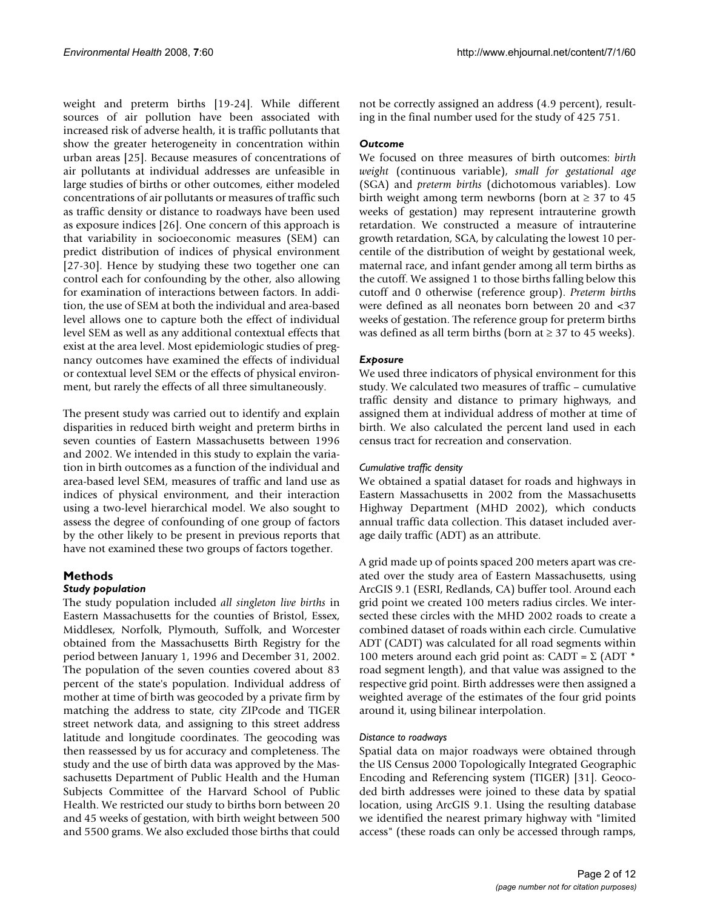weight and preterm births [19-24]. While different sources of air pollution have been associated with increased risk of adverse health, it is traffic pollutants that show the greater heterogeneity in concentration within urban areas [25]. Because measures of concentrations of air pollutants at individual addresses are unfeasible in large studies of births or other outcomes, either modeled concentrations of air pollutants or measures of traffic such as traffic density or distance to roadways have been used as exposure indices [26]. One concern of this approach is that variability in socioeconomic measures (SEM) can predict distribution of indices of physical environment [27-30]. Hence by studying these two together one can control each for confounding by the other, also allowing for examination of interactions between factors. In addition, the use of SEM at both the individual and area-based level allows one to capture both the effect of individual level SEM as well as any additional contextual effects that exist at the area level. Most epidemiologic studies of pregnancy outcomes have examined the effects of individual or contextual level SEM or the effects of physical environment, but rarely the effects of all three simultaneously.

The present study was carried out to identify and explain disparities in reduced birth weight and preterm births in seven counties of Eastern Massachusetts between 1996 and 2002. We intended in this study to explain the variation in birth outcomes as a function of the individual and area-based level SEM, measures of traffic and land use as indices of physical environment, and their interaction using a two-level hierarchical model. We also sought to assess the degree of confounding of one group of factors by the other likely to be present in previous reports that have not examined these two groups of factors together.

## Methods

### Study population

The study population included *all singleton live births* in Eastern Massachusetts for the counties of Bristol, Essex, Middlesex, Norfolk, Plymouth, Suffolk, and Worcester obtained from the Massachusetts Birth Registry for the period between January 1, 1996 and December 31, 2002. The population of the seven counties covered about 83 percent of the state's population. Individual address of mother at time of birth was geocoded by a private firm by matching the address to state, city ZIPcode and TIGER street network data, and assigning to this street address latitude and longitude coordinates. The geocoding was then reassessed by us for accuracy and completeness. The study and the use of birth data was approved by the Massachusetts Department of Public Health and the Human Subjects Committee of the Harvard School of Public Health. We restricted our study to births born between 20 and 45 weeks of gestation, with birth weight between 500 and 5500 grams. We also excluded those births that could not be correctly assigned an address (4.9 percent), resulting in the final number used for the study of 425 751.

### Outcome

We focused on three measures of birth outcomes: *birth weight* (continuous variable), *small for gestational age* (SGA) and *preterm births* (dichotomous variables). Low birth weight among term newborns (born at ≥ 37 to 45 weeks of gestation) may represent intrauterine growth retardation. We constructed a measure of intrauterine growth retardation, SGA, by calculating the lowest 10 percentile of the distribution of weight by gestational week, maternal race, and infant gender among all term births as the cutoff. We assigned 1 to those births falling below this cutoff and 0 otherwise (reference group). *Preterm births* were defined as all neonates born between 20 and <37 weeks of gestation. The reference group for preterm births was defined as all term births (born at ≥ 37 to 45 weeks).

### Exposure

We used three indicators of physical environment for this study. We calculated two measures of traffic – cumulative traffic density and distance to primary highways, and assigned them at individual address of mother at time of birth. We also calculated the percent land used in each census tract for recreation and conservation.

#### Cumulative traffic density

We obtained a spatial dataset for roads and highways in Eastern Massachusetts in 2002 from the Massachusetts Highway Department (MHD 2002), which conducts annual traffic data collection. This dataset included average daily traffic (ADT) as an attribute.

A grid made up of points spaced 200 meters apart was created over the study area of Eastern Massachusetts, using ArcGIS 9.1 (ESRI, Redlands, CA) buffer tool. Around each grid point we created 100 meters radius circles. We intersected these circles with the MHD 2002 roads to create a combined dataset of roads within each circle. Cumulative ADT (CADT) was calculated for all road segments within 100 meters around each grid point as: $CADT = \Sigma (ADT * \text{road segment length})$, and that value was assigned to the respective grid point. Birth addresses were then assigned a weighted average of the estimates of the four grid points around it, using bilinear interpolation.

#### Distance to roadways

Spatial data on major roadways were obtained through the US Census 2000 Topologically Integrated Geographic Encoding and Referencing system (TIGER) [31]. Geocoded birth addresses were joined to these data by spatial location, using ArcGIS 9.1. Using the resulting database we identified the nearest primary highway with "limited access" (these roads can only be accessed through ramps,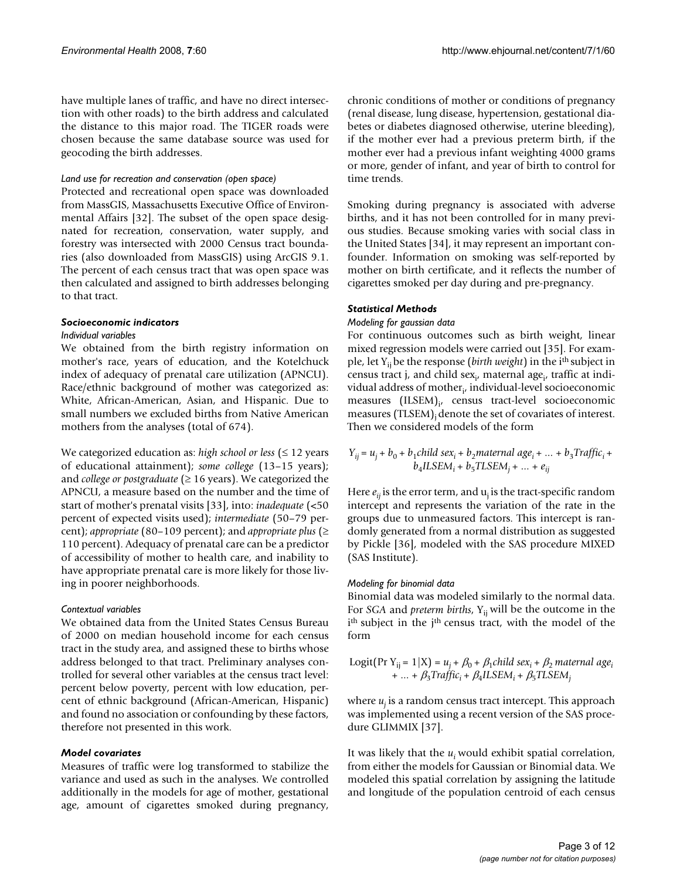have multiple lanes of traffic, and have no direct intersection with other roads) to the birth address and calculated the distance to this major road. The TIGER roads were chosen because the same database source was used for geocoding the birth addresses.

#### *Land use for recreation and conservation (open space)*

Protected and recreational open space was downloaded from MassGIS, Massachusetts Executive Office of Environmental Affairs [32]. The subset of the open space designated for recreation, conservation, water supply, and forestry was intersected with 2000 Census tract boundaries (also downloaded from MassGIS) using ArcGIS 9.1. The percent of each census tract that was open space was then calculated and assigned to birth addresses belonging to that tract.

### *Socioeconomic indicators*

#### *Individual variables*

We obtained from the birth registry information on mother's race, years of education, and the Kotelchuck index of adequacy of prenatal care utilization (APNCU). Race/ethnic background of mother was categorized as: White, African-American, Asian, and Hispanic. Due to small numbers we excluded births from Native American mothers from the analyses (total of 674).

We categorized education as: *high school or less* (≤ 12 years of educational attainment); *some college* (13–15 years); and *college or postgraduate* (≥ 16 years). We categorized the APNCU, a measure based on the number and the time of start of mother's prenatal visits [33], into: *inadequate* (<50 percent of expected visits used); *intermediate* (50–79 percent); *appropriate* (80–109 percent); and *appropriate plus* (≥ 110 percent). Adequacy of prenatal care can be a predictor of accessibility of mother to health care, and inability to have appropriate prenatal care is more likely for those living in poorer neighborhoods.

#### *Contextual variables*

We obtained data from the United States Census Bureau of 2000 on median household income for each census tract in the study area, and assigned these to births whose address belonged to that tract. Preliminary analyses controlled for several other variables at the census tract level: percent below poverty, percent with low education, percent of ethnic background (African-American, Hispanic) and found no association or confounding by these factors, therefore not presented in this work.

### *Model covariates*

Measures of traffic were log transformed to stabilize the variance and used as such in the analyses. We controlled additionally in the models for age of mother, gestational age, amount of cigarettes smoked during pregnancy, chronic conditions of mother or conditions of pregnancy (renal disease, lung disease, hypertension, gestational diabetes or diabetes diagnosed otherwise, uterine bleeding), if the mother ever had a previous preterm birth, if the mother ever had a previous infant weighting 4000 grams or more, gender of infant, and year of birth to control for time trends.

Smoking during pregnancy is associated with adverse births, and it has not been controlled for in many previous studies. Because smoking varies with social class in the United States [34], it may represent an important confounder. Information on smoking was self-reported by mother on birth certificate, and it reflects the number of cigarettes smoked per day during and pre-pregnancy.

### *Statistical Methods*

#### *Modeling for gaussian data*

For continuous outcomes such as birth weight, linear mixed regression models were carried out [35]. For example, let $Y_{ij}$ be the response (*birth weight*) in the $i^{th}$ subject in census tract j, and child $sex_i$, maternal $age_i$, traffic at individual address of $mother_i$, individual-level socioeconomic measures $(ILSEM)_i$, census tract-level socioeconomic measures $(TLSEM)_j$ denote the set of covariates of interest. Then we considered models of the form

$$Y_{ij} = u_j + b_0 + b_1 child\ sex_i + b_2 maternal\ age_i + \ldots + b_3 Traffic_i + b_4 ILSEM_i + b_5 TLSEM_j + \ldots + e_{ij}$$

Here $e_{ij}$ is the error term, and $u_j$ is the tract-specific random intercept and represents the variation of the rate in the groups due to unmeasured factors. This intercept is randomly generated from a normal distribution as suggested by Pickle [36], modeled with the SAS procedure MIXED (SAS Institute).

#### *Modeling for binomial data*

Binomial data was modeled similarly to the normal data. For *SGA* and *preterm births*, $Y_{ij}$ will be the outcome in the $i^{th}$ subject in the $j^{th}$ census tract, with the model of the form

$$\text{Logit}(\Pr Y_{ij} = 1|X) = u_j + \beta_0 + \beta_1 child\ sex_i + \beta_2\ maternal\ age_i + \ldots + \beta_3 Traffic_i + \beta_4 ILSEM_i + \beta_5 TLSEM_j$$

where $u_j$ is a random census tract intercept. This approach was implemented using a recent version of the SAS procedure GLIMMIX [37].

It was likely that the $u_i$ would exhibit spatial correlation, from either the models for Gaussian or Binomial data. We modeled this spatial correlation by assigning the latitude and longitude of the population centroid of each census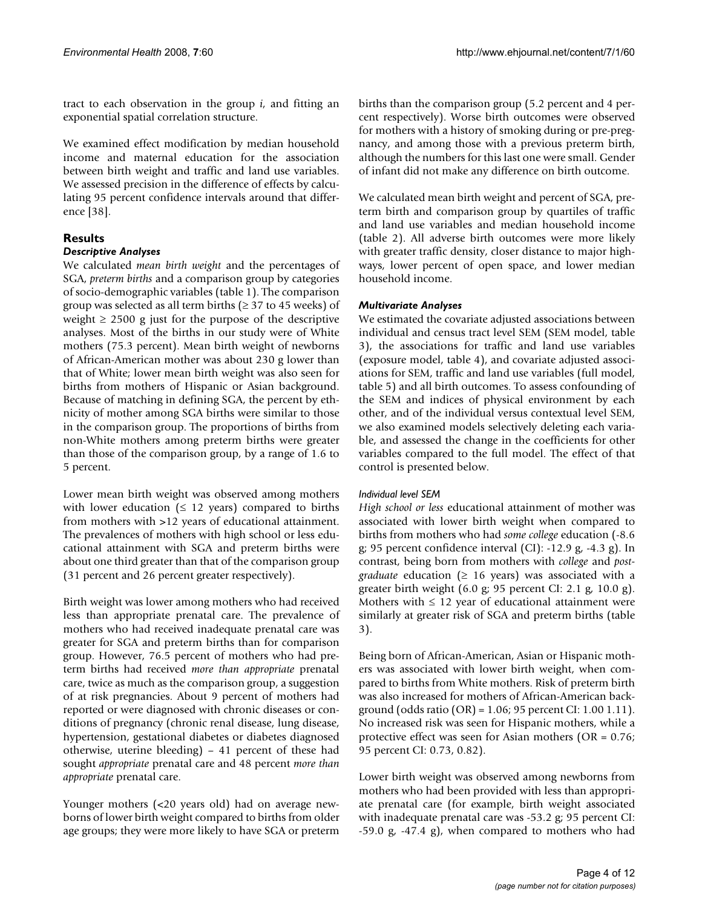tract to each observation in the group *i*, and fitting an exponential spatial correlation structure.

We examined effect modification by median household income and maternal education for the association between birth weight and traffic and land use variables. We assessed precision in the difference of effects by calculating 95 percent confidence intervals around that difference [38].

## Results

### Descriptive Analyses

We calculated *mean birth weight* and the percentages of SGA, *preterm births* and a comparison group by categories of socio-demographic variables (table 1). The comparison group was selected as all term births (≥ 37 to 45 weeks) of weight ≥ 2500 g just for the purpose of the descriptive analyses. Most of the births in our study were of White mothers (75.3 percent). Mean birth weight of newborns of African-American mother was about 230 g lower than that of White; lower mean birth weight was also seen for births from mothers of Hispanic or Asian background. Because of matching in defining SGA, the percent by ethnicity of mother among SGA births were similar to those in the comparison group. The proportions of births from non-White mothers among preterm births were greater than those of the comparison group, by a range of 1.6 to 5 percent.

Lower mean birth weight was observed among mothers with lower education (≤ 12 years) compared to births from mothers with >12 years of educational attainment. The prevalences of mothers with high school or less educational attainment with SGA and preterm births were about one third greater than that of the comparison group (31 percent and 26 percent greater respectively).

Birth weight was lower among mothers who had received less than appropriate prenatal care. The prevalence of mothers who had received inadequate prenatal care was greater for SGA and preterm births than for comparison group. However, 76.5 percent of mothers who had preterm births had received *more than appropriate* prenatal care, twice as much as the comparison group, a suggestion of at risk pregnancies. About 9 percent of mothers had reported or were diagnosed with chronic diseases or conditions of pregnancy (chronic renal disease, lung disease, hypertension, gestational diabetes or diabetes diagnosed otherwise, uterine bleeding) – 41 percent of these had sought *appropriate* prenatal care and 48 percent *more than appropriate* prenatal care.

Younger mothers (<20 years old) had on average newborns of lower birth weight compared to births from older age groups; they were more likely to have SGA or preterm births than the comparison group (5.2 percent and 4 percent respectively). Worse birth outcomes were observed for mothers with a history of smoking during or pre-pregnancy, and among those with a previous preterm birth, although the numbers for this last one were small. Gender of infant did not make any difference on birth outcome.

We calculated mean birth weight and percent of SGA, preterm birth and comparison group by quartiles of traffic and land use variables and median household income (table 2). All adverse birth outcomes were more likely with greater traffic density, closer distance to major highways, lower percent of open space, and lower median household income.

### Multivariate Analyses

We estimated the covariate adjusted associations between individual and census tract level SEM (SEM model, table 3), the associations for traffic and land use variables (exposure model, table 4), and covariate adjusted associations for SEM, traffic and land use variables (full model, table 5) and all birth outcomes. To assess confounding of the SEM and indices of physical environment by each other, and of the individual versus contextual level SEM, we also examined models selectively deleting each variable, and assessed the change in the coefficients for other variables compared to the full model. The effect of that control is presented below.

#### Individual level SEM

*High school or less* educational attainment of mother was associated with lower birth weight when compared to births from mothers who had *some college* education (-8.6 g; 95 percent confidence interval (CI): -12.9 g, -4.3 g). In contrast, being born from mothers with *college* and *post-graduate* education (≥ 16 years) was associated with a greater birth weight (6.0 g; 95 percent CI: 2.1 g, 10.0 g). Mothers with ≤ 12 year of educational attainment were similarly at greater risk of SGA and preterm births (table 3).

Being born of African-American, Asian or Hispanic mothers was associated with lower birth weight, when compared to births from White mothers. Risk of preterm birth was also increased for mothers of African-American background (odds ratio (OR) = 1.06; 95 percent CI: 1.00 1.11). No increased risk was seen for Hispanic mothers, while a protective effect was seen for Asian mothers (OR = 0.76; 95 percent CI: 0.73, 0.82).

Lower birth weight was observed among newborns from mothers who had been provided with less than appropriate prenatal care (for example, birth weight associated with inadequate prenatal care was -53.2 g; 95 percent CI: -59.0 g, -47.4 g), when compared to mothers who had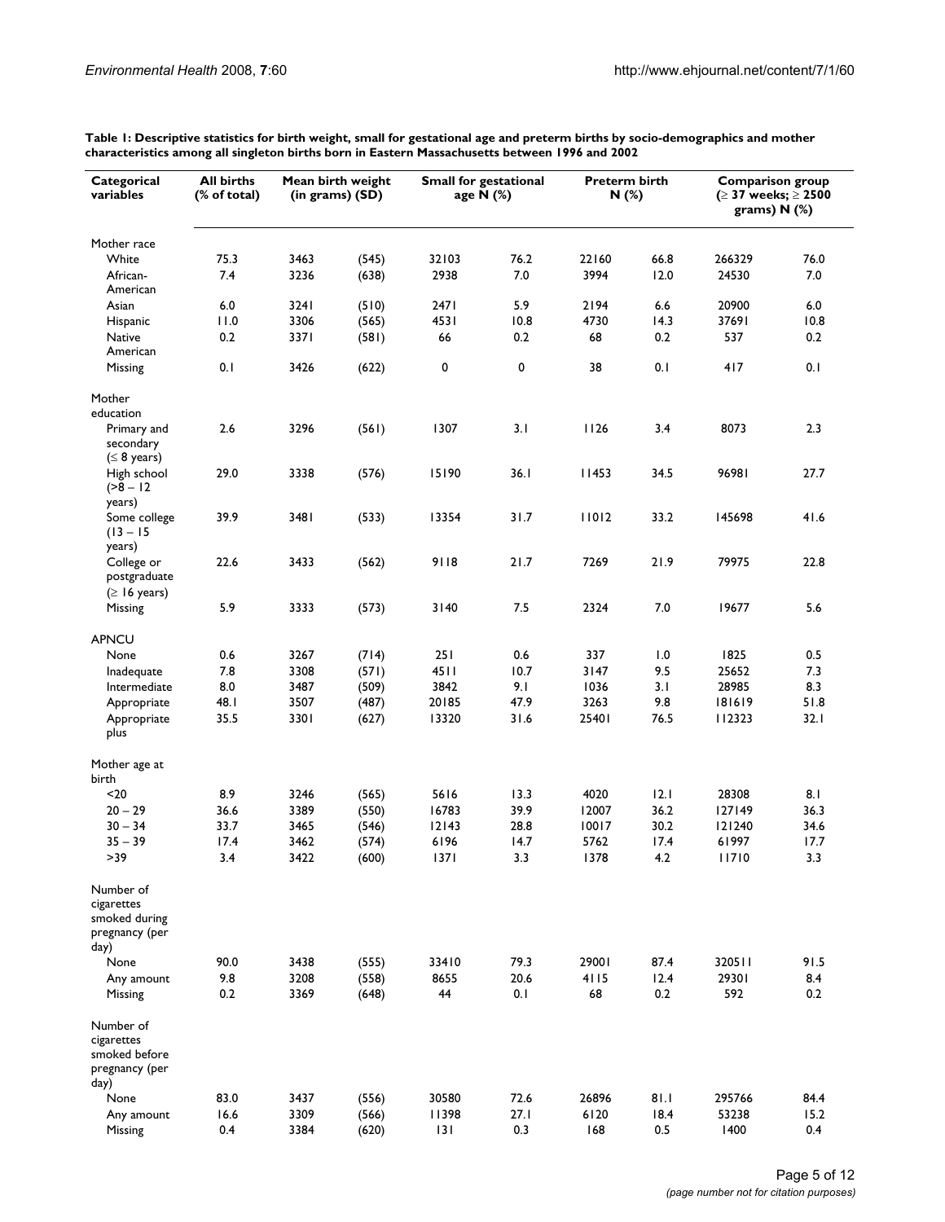**Table 1: Descriptive statistics for birth weight, small for gestational age and preterm births by socio-demographics and mother characteristics among all singleton births born in Eastern Massachusetts between 1996 and 2002**

| Categorical variables | All births (% of total) | Mean birth weight (in grams) (SD) | | Small for gestational age N (%) | | Preterm birth N (%) | | Comparison group (≥ 37 weeks; ≥ 2500 grams) N (%) | |
|---|---|---|---|---|---|---|---|---|---|
| Mother race | | | | | | | | | |
| White | 75.3 | 3463 | (545) | 32103 | 76.2 | 22160 | 66.8 | 266329 | 76.0 |
| African-American | 7.4 | 3236 | (638) | 2938 | 7.0 | 3994 | 12.0 | 24530 | 7.0 |
| Asian | 6.0 | 3241 | (510) | 2471 | 5.9 | 2194 | 6.6 | 20900 | 6.0 |
| Hispanic | 11.0 | 3306 | (565) | 4531 | 10.8 | 4730 | 14.3 | 37691 | 10.8 |
| Native American | 0.2 | 3371 | (581) | 66 | 0.2 | 68 | 0.2 | 537 | 0.2 |
| Missing | 0.1 | 3426 | (622) | 0 | 0 | 38 | 0.1 | 417 | 0.1 |
| Mother education | | | | | | | | | |
| Primary and secondary (≤ 8 years) | 2.6 | 3296 | (561) | 1307 | 3.1 | 1126 | 3.4 | 8073 | 2.3 |
| High school (>8 – 12 years) | 29.0 | 3338 | (576) | 15190 | 36.1 | 11453 | 34.5 | 96981 | 27.7 |
| Some college (13 – 15 years) | 39.9 | 3481 | (533) | 13354 | 31.7 | 11012 | 33.2 | 145698 | 41.6 |
| College or postgraduate (≥ 16 years) | 22.6 | 3433 | (562) | 9118 | 21.7 | 7269 | 21.9 | 79975 | 22.8 |
| Missing | 5.9 | 3333 | (573) | 3140 | 7.5 | 2324 | 7.0 | 19677 | 5.6 |
| APNCU | | | | | | | | | |
| None | 0.6 | 3267 | (714) | 251 | 0.6 | 337 | 1.0 | 1825 | 0.5 |
| Inadequate | 7.8 | 3308 | (571) | 4511 | 10.7 | 3147 | 9.5 | 25652 | 7.3 |
| Intermediate | 8.0 | 3487 | (509) | 3842 | 9.1 | 1036 | 3.1 | 28985 | 8.3 |
| Appropriate | 48.1 | 3507 | (487) | 20185 | 47.9 | 3263 | 9.8 | 181619 | 51.8 |
| Appropriate plus | 35.5 | 3301 | (627) | 13320 | 31.6 | 25401 | 76.5 | 112323 | 32.1 |
| Mother age at birth | | | | | | | | | |
| <20 | 8.9 | 3246 | (565) | 5616 | 13.3 | 4020 | 12.1 | 28308 | 8.1 |
| 20 – 29 | 36.6 | 3389 | (550) | 16783 | 39.9 | 12007 | 36.2 | 127149 | 36.3 |
| 30 – 34 | 33.7 | 3465 | (546) | 12143 | 28.8 | 10017 | 30.2 | 121240 | 34.6 |
| 35 – 39 | 17.4 | 3462 | (574) | 6196 | 14.7 | 5762 | 17.4 | 61997 | 17.7 |
| >39 | 3.4 | 3422 | (600) | 1371 | 3.3 | 1378 | 4.2 | 11710 | 3.3 |
| Number of cigarettes smoked during pregnancy (per day) | | | | | | | | | |
| None | 90.0 | 3438 | (555) | 33410 | 79.3 | 29001 | 87.4 | 320511 | 91.5 |
| Any amount | 9.8 | 3208 | (558) | 8655 | 20.6 | 4115 | 12.4 | 29301 | 8.4 |
| Missing | 0.2 | 3369 | (648) | 44 | 0.1 | 68 | 0.2 | 592 | 0.2 |
| Number of cigarettes smoked before pregnancy (per day) | | | | | | | | | |
| None | 83.0 | 3437 | (556) | 30580 | 72.6 | 26896 | 81.1 | 295766 | 84.4 |
| Any amount | 16.6 | 3309 | (566) | 11398 | 27.1 | 6120 | 18.4 | 53238 | 15.2 |
| Missing | 0.4 | 3384 | (620) | 131 | 0.3 | 168 | 0.5 | 1400 | 0.4 |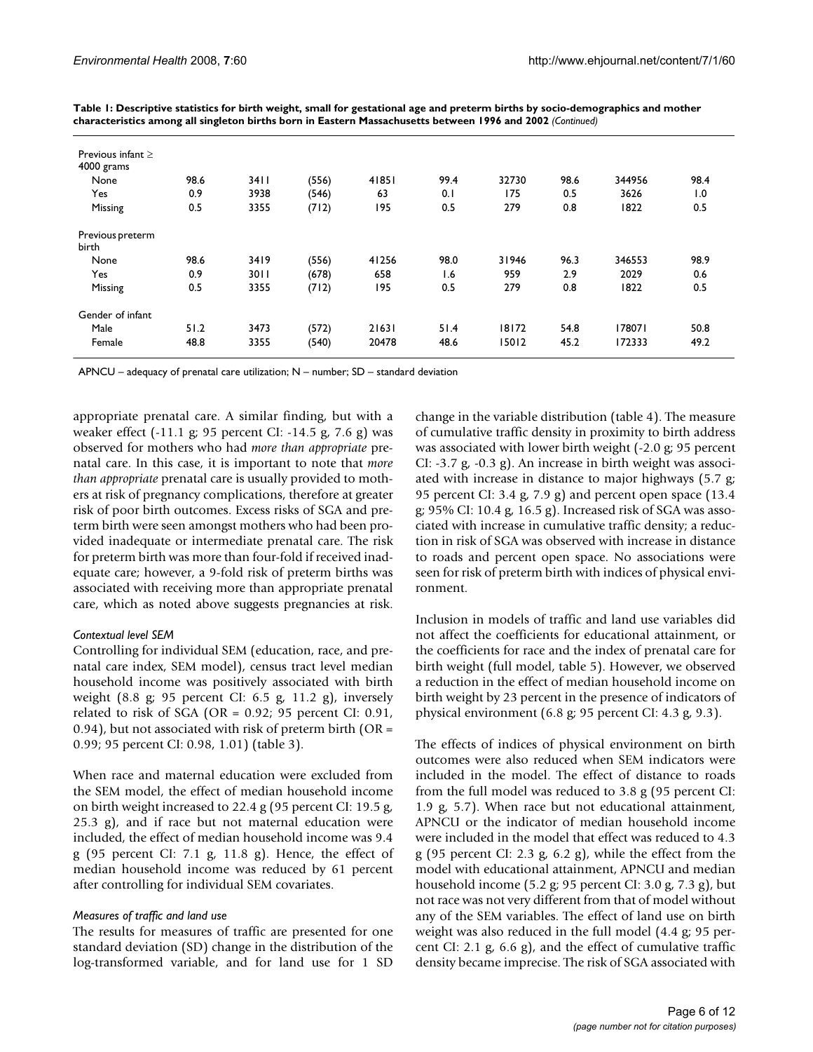**Table 1: Descriptive statistics for birth weight, small for gestational age and preterm births by socio-demographics and mother characteristics among all singleton births born in Eastern Massachusetts between 1996 and 2002** *(Continued)*

| | | | | | | | | | |
|---|---|---|---|---|---|---|---|---|---|
| Previous infant ≥ 4000 grams | | | | | | | | | |
| None | 98.6 | 3411 | (556) | 41851 | 99.4 | 32730 | 98.6 | 344956 | 98.4 |
| Yes | 0.9 | 3938 | (546) | 63 | 0.1 | 175 | 0.5 | 3626 | 1.0 |
| Missing | 0.5 | 3355 | (712) | 195 | 0.5 | 279 | 0.8 | 1822 | 0.5 |
| Previous preterm birth | | | | | | | | | |
| None | 98.6 | 3419 | (556) | 41256 | 98.0 | 31946 | 96.3 | 346553 | 98.9 |
| Yes | 0.9 | 3011 | (678) | 658 | 1.6 | 959 | 2.9 | 2029 | 0.6 |
| Missing | 0.5 | 3355 | (712) | 195 | 0.5 | 279 | 0.8 | 1822 | 0.5 |
| Gender of infant | | | | | | | | | |
| Male | 51.2 | 3473 | (572) | 21631 | 51.4 | 18172 | 54.8 | 178071 | 50.8 |
| Female | 48.8 | 3355 | (540) | 20478 | 48.6 | 15012 | 45.2 | 172333 | 49.2 |

APNCU – adequacy of prenatal care utilization; N – number; SD – standard deviation

appropriate prenatal care. A similar finding, but with a weaker effect (-11.1 g; 95 percent CI: -14.5 g, 7.6 g) was observed for mothers who had *more than appropriate* prenatal care. In this case, it is important to note that *more than appropriate* prenatal care is usually provided to mothers at risk of pregnancy complications, therefore at greater risk of poor birth outcomes. Excess risks of SGA and preterm birth were seen amongst mothers who had been provided inadequate or intermediate prenatal care. The risk for preterm birth was more than four-fold if received inadequate care; however, a 9-fold risk of preterm births was associated with receiving more than appropriate prenatal care, which as noted above suggests pregnancies at risk.

#### *Contextual level SEM*

Controlling for individual SEM (education, race, and prenatal care index, SEM model), census tract level median household income was positively associated with birth weight (8.8 g; 95 percent CI: 6.5 g, 11.2 g), inversely related to risk of SGA (OR = 0.92; 95 percent CI: 0.91, 0.94), but not associated with risk of preterm birth (OR = 0.99; 95 percent CI: 0.98, 1.01) (table 3).

When race and maternal education were excluded from the SEM model, the effect of median household income on birth weight increased to 22.4 g (95 percent CI: 19.5 g, 25.3 g), and if race but not maternal education were included, the effect of median household income was 9.4 g (95 percent CI: 7.1 g, 11.8 g). Hence, the effect of median household income was reduced by 61 percent after controlling for individual SEM covariates.

#### *Measures of traffic and land use*

The results for measures of traffic are presented for one standard deviation (SD) change in the distribution of the log-transformed variable, and for land use for 1 SD change in the variable distribution (table 4). The measure of cumulative traffic density in proximity to birth address was associated with lower birth weight (-2.0 g; 95 percent CI: -3.7 g, -0.3 g). An increase in birth weight was associated with increase in distance to major highways (5.7 g; 95 percent CI: 3.4 g, 7.9 g) and percent open space (13.4 g; 95% CI: 10.4 g, 16.5 g). Increased risk of SGA was associated with increase in cumulative traffic density; a reduction in risk of SGA was observed with increase in distance to roads and percent open space. No associations were seen for risk of preterm birth with indices of physical environment.

Inclusion in models of traffic and land use variables did not affect the coefficients for educational attainment, or the coefficients for race and the index of prenatal care for birth weight (full model, table 5). However, we observed a reduction in the effect of median household income on birth weight by 23 percent in the presence of indicators of physical environment (6.8 g; 95 percent CI: 4.3 g, 9.3).

The effects of indices of physical environment on birth outcomes were also reduced when SEM indicators were included in the model. The effect of distance to roads from the full model was reduced to 3.8 g (95 percent CI: 1.9 g, 5.7). When race but not educational attainment, APNCU or the indicator of median household income were included in the model that effect was reduced to 4.3 g (95 percent CI: 2.3 g, 6.2 g), while the effect from the model with educational attainment, APNCU and median household income (5.2 g; 95 percent CI: 3.0 g, 7.3 g), but not race was not very different from that of model without any of the SEM variables. The effect of land use on birth weight was also reduced in the full model (4.4 g; 95 percent CI: 2.1 g, 6.6 g), and the effect of cumulative traffic density became imprecise. The risk of SGA associated with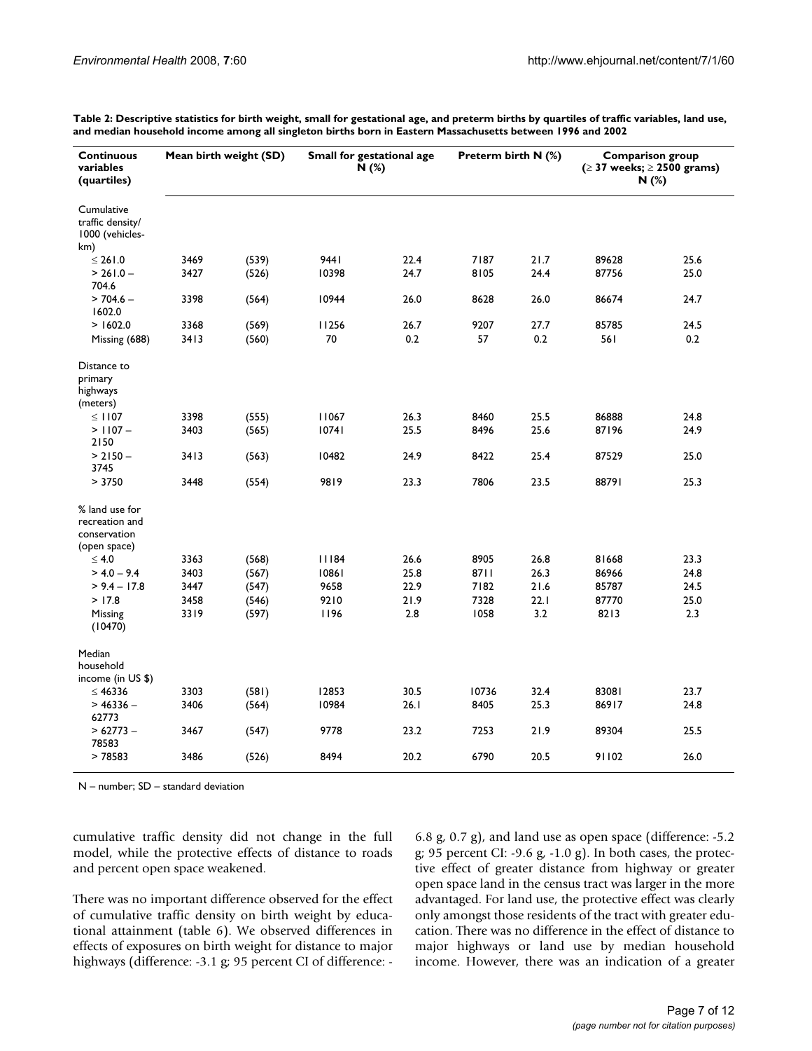**Table 2: Descriptive statistics for birth weight, small for gestational age, and preterm births by quartiles of traffic variables, land use, and median household income among all singleton births born in Eastern Massachusetts between 1996 and 2002**

| Continuous variables (quartiles) | Mean birth weight (SD) | | Small for gestational age N (%) | | Preterm birth N (%) | | Comparison group (≥ 37 weeks; ≥ 2500 grams) N (%) | |
|---|---|---|---|---|---|---|---|---|
| Cumulative traffic density/ 1000 (vehicles-km) | | | | | | | | |
| ≤ 261.0 | 3469 | (539) | 9441 | 22.4 | 7187 | 21.7 | 89628 | 25.6 |
| > 261.0 – 704.6 | 3427 | (526) | 10398 | 24.7 | 8105 | 24.4 | 87756 | 25.0 |
| > 704.6 – 1602.0 | 3398 | (564) | 10944 | 26.0 | 8628 | 26.0 | 86674 | 24.7 |
| > 1602.0 | 3368 | (569) | 11256 | 26.7 | 9207 | 27.7 | 85785 | 24.5 |
| Missing (688) | 3413 | (560) | 70 | 0.2 | 57 | 0.2 | 561 | 0.2 |
| Distance to primary highways (meters) | | | | | | | | |
| ≤ 1107 | 3398 | (555) | 11067 | 26.3 | 8460 | 25.5 | 86888 | 24.8 |
| > 1107 – 2150 | 3403 | (565) | 10741 | 25.5 | 8496 | 25.6 | 87196 | 24.9 |
| > 2150 – 3745 | 3413 | (563) | 10482 | 24.9 | 8422 | 25.4 | 87529 | 25.0 |
| > 3750 | 3448 | (554) | 9819 | 23.3 | 7806 | 23.5 | 88791 | 25.3 |
| % land use for recreation and conservation (open space) | | | | | | | | |
| ≤ 4.0 | 3363 | (568) | 11184 | 26.6 | 8905 | 26.8 | 81668 | 23.3 |
| > 4.0 – 9.4 | 3403 | (567) | 10861 | 25.8 | 8711 | 26.3 | 86966 | 24.8 |
| > 9.4 – 17.8 | 3447 | (547) | 9658 | 22.9 | 7182 | 21.6 | 85787 | 24.5 |
| > 17.8 | 3458 | (546) | 9210 | 21.9 | 7328 | 22.1 | 87770 | 25.0 |
| Missing (10470) | 3319 | (597) | 1196 | 2.8 | 1058 | 3.2 | 8213 | 2.3 |
| Median household income (in US $) | | | | | | | | |
| ≤ 46336 | 3303 | (581) | 12853 | 30.5 | 10736 | 32.4 | 83081 | 23.7 |
| > 46336 – 62773 | 3406 | (564) | 10984 | 26.1 | 8405 | 25.3 | 86917 | 24.8 |
| > 62773 – 78583 | 3467 | (547) | 9778 | 23.2 | 7253 | 21.9 | 89304 | 25.5 |
| > 78583 | 3486 | (526) | 8494 | 20.2 | 6790 | 20.5 | 91102 | 26.0 |

N – number; SD – standard deviation

cumulative traffic density did not change in the full model, while the protective effects of distance to roads and percent open space weakened.

There was no important difference observed for the effect of cumulative traffic density on birth weight by educational attainment (table 6). We observed differences in effects of exposures on birth weight for distance to major highways (difference: -3.1 g; 95 percent CI of difference: -6.8 g, 0.7 g), and land use as open space (difference: -5.2 g; 95 percent CI: -9.6 g, -1.0 g). In both cases, the protective effect of greater distance from highway or greater open space land in the census tract was larger in the more advantaged. For land use, the protective effect was clearly only amongst those residents of the tract with greater education. There was no difference in the effect of distance to major highways or land use by median household income. However, there was an indication of a greater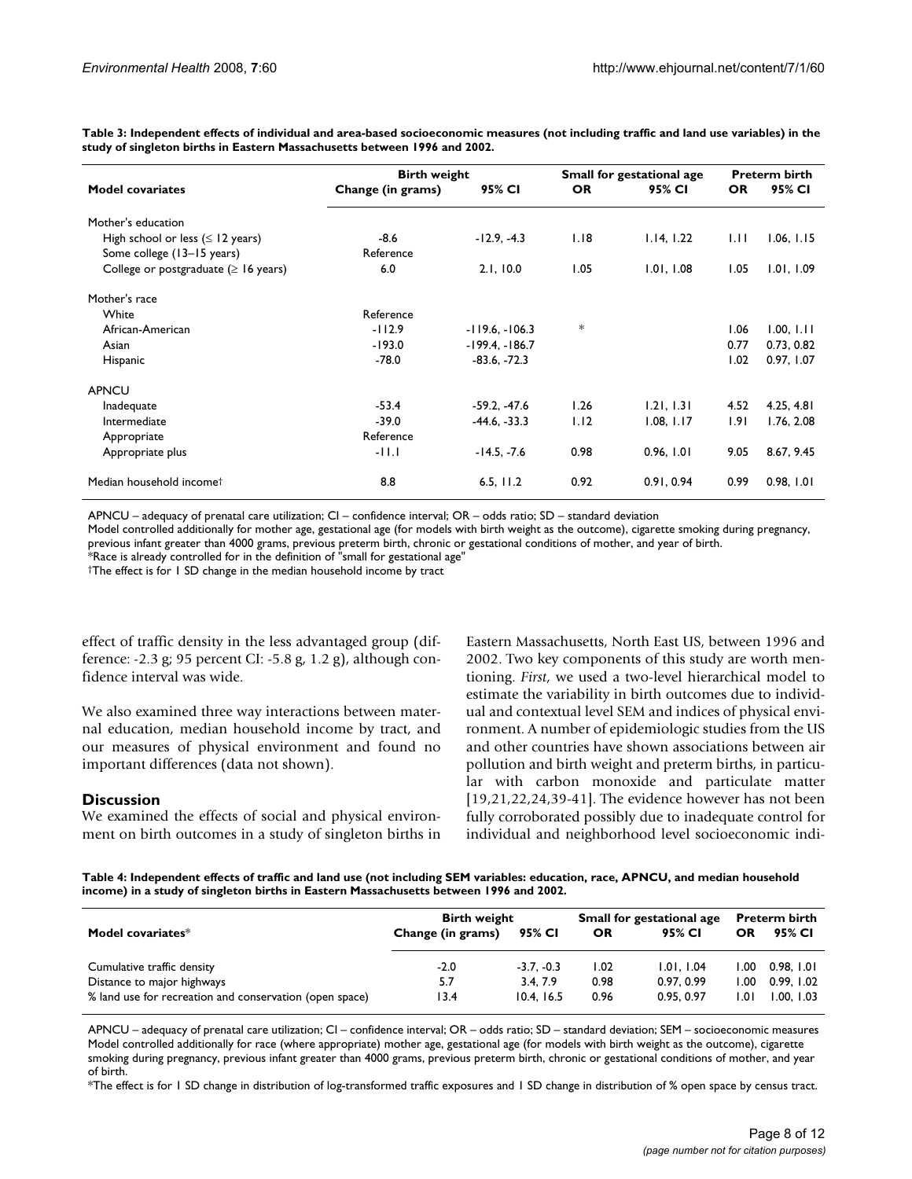**Table 3: Independent effects of individual and area-based socioeconomic measures (not including traffic and land use variables) in the study of singleton births in Eastern Massachusetts between 1996 and 2002.**

| Model covariates | Birth weight | | Small for gestational age | | Preterm birth | |
|---|---|---|---|---|---|---|
| | Change (in grams) | 95% CI | OR | 95% CI | OR | 95% CI |
| Mother's education | | | | | | |
| High school or less (≤ 12 years) | -8.6 | -12.9, -4.3 | 1.18 | 1.14, 1.22 | 1.11 | 1.06, 1.15 |
| Some college (13–15 years) | Reference | | | | | |
| College or postgraduate (≥ 16 years) | 6.0 | 2.1, 10.0 | 1.05 | 1.01, 1.08 | 1.05 | 1.01, 1.09 |
| Mother's race | | | | | | |
| White | Reference | | | | | |
| African-American | -112.9 | -119.6, -106.3 | * | | 1.06 | 1.00, 1.11 |
| Asian | -193.0 | -199.4, -186.7 | | | 0.77 | 0.73, 0.82 |
| Hispanic | -78.0 | -83.6, -72.3 | | | 1.02 | 0.97, 1.07 |
| APNCU | | | | | | |
| Inadequate | -53.4 | -59.2, -47.6 | 1.26 | 1.21, 1.31 | 4.52 | 4.25, 4.81 |
| Intermediate | -39.0 | -44.6, -33.3 | 1.12 | 1.08, 1.17 | 1.91 | 1.76, 2.08 |
| Appropriate | Reference | | | | | |
| Appropriate plus | -11.1 | -14.5, -7.6 | 0.98 | 0.96, 1.01 | 9.05 | 8.67, 9.45 |
| Median household income† | 8.8 | 6.5, 11.2 | 0.92 | 0.91, 0.94 | 0.99 | 0.98, 1.01 |

APNCU – adequacy of prenatal care utilization; CI – confidence interval; OR – odds ratio; SD – standard deviation
Model controlled additionally for mother age, gestational age (for models with birth weight as the outcome), cigarette smoking during pregnancy, previous infant greater than 4000 grams, previous preterm birth, chronic or gestational conditions of mother, and year of birth.
*Race is already controlled for in the definition of "small for gestational age"
†The effect is for 1 SD change in the median household income by tract

effect of traffic density in the less advantaged group (difference: -2.3 g; 95 percent CI: -5.8 g, 1.2 g), although confidence interval was wide.

We also examined three way interactions between maternal education, median household income by tract, and our measures of physical environment and found no important differences (data not shown).

## Discussion

We examined the effects of social and physical environment on birth outcomes in a study of singleton births in Eastern Massachusetts, North East US, between 1996 and 2002. Two key components of this study are worth mentioning. *First*, we used a two-level hierarchical model to estimate the variability in birth outcomes due to individual and contextual level SEM and indices of physical environment. A number of epidemiologic studies from the US and other countries have shown associations between air pollution and birth weight and preterm births, in particular with carbon monoxide and particulate matter [19,21,22,24,39-41]. The evidence however has not been fully corroborated possibly due to inadequate control for individual and neighborhood level socioeconomic indi-

**Table 4: Independent effects of traffic and land use (not including SEM variables: education, race, APNCU, and median household income) in a study of singleton births in Eastern Massachusetts between 1996 and 2002.**

| Model covariates* | Birth weight | | Small for gestational age | | Preterm birth | |
|---|---|---|---|---|---|---|
| | Change (in grams) | 95% CI | OR | 95% CI | OR | 95% CI |
| Cumulative traffic density | -2.0 | -3.7, -0.3 | 1.02 | 1.01, 1.04 | 1.00 | 0.98, 1.01 |
| Distance to major highways | 5.7 | 3.4, 7.9 | 0.98 | 0.97, 0.99 | 1.00 | 0.99, 1.02 |
| % land use for recreation and conservation (open space) | 13.4 | 10.4, 16.5 | 0.96 | 0.95, 0.97 | 1.01 | 1.00, 1.03 |

APNCU – adequacy of prenatal care utilization; CI – confidence interval; OR – odds ratio; SD – standard deviation; SEM – socioeconomic measures
Model controlled additionally for race (where appropriate) mother age, gestational age (for models with birth weight as the outcome), cigarette smoking during pregnancy, previous infant greater than 4000 grams, previous preterm birth, chronic or gestational conditions of mother, and year of birth.
*The effect is for 1 SD change in distribution of log-transformed traffic exposures and 1 SD change in distribution of % open space by census tract.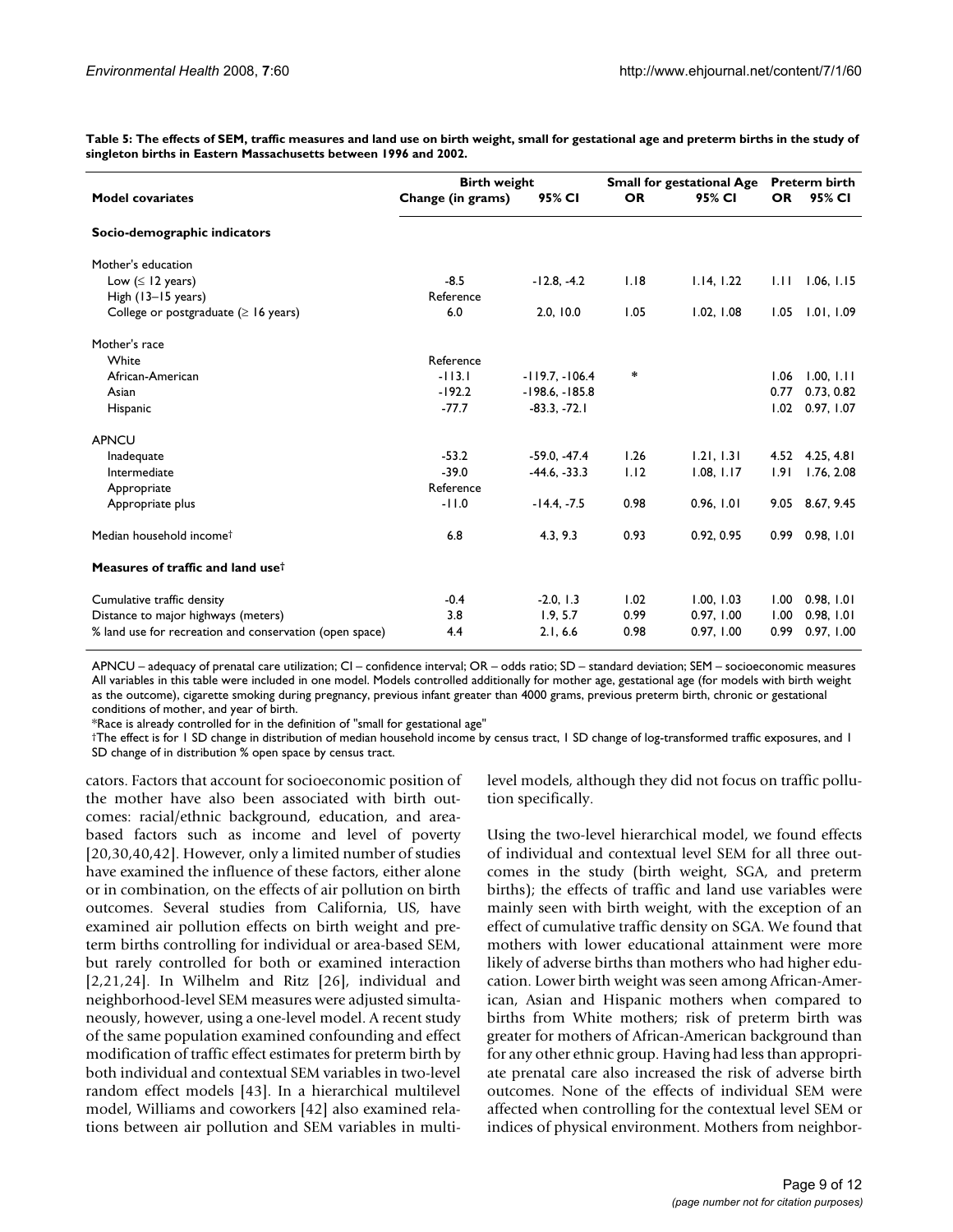**Table 5: The effects of SEM, traffic measures and land use on birth weight, small for gestational age and preterm births in the study of singleton births in Eastern Massachusetts between 1996 and 2002.**

| Model covariates | Birth weight | | Small for gestational Age | | Preterm birth | |
|---|---|---|---|---|---|---|
| | Change (in grams) | 95% CI | OR | 95% CI | OR | 95% CI |
| **Socio-demographic indicators** | | | | | | |
| Mother's education | | | | | | |
| Low (≤ 12 years) | -8.5 | -12.8, -4.2 | 1.18 | 1.14, 1.22 | 1.11 | 1.06, 1.15 |
| High (13–15 years) | Reference | | | | | |
| College or postgraduate (≥ 16 years) | 6.0 | 2.0, 10.0 | 1.05 | 1.02, 1.08 | 1.05 | 1.01, 1.09 |
| Mother's race | | | | | | |
| White | Reference | | | | | |
| African-American | -113.1 | -119.7, -106.4 | * | | 1.06 | 1.00, 1.11 |
| Asian | -192.2 | -198.6, -185.8 | | | 0.77 | 0.73, 0.82 |
| Hispanic | -77.7 | -83.3, -72.1 | | | 1.02 | 0.97, 1.07 |
| APNCU | | | | | | |
| Inadequate | -53.2 | -59.0, -47.4 | 1.26 | 1.21, 1.31 | 4.52 | 4.25, 4.81 |
| Intermediate | -39.0 | -44.6, -33.3 | 1.12 | 1.08, 1.17 | 1.91 | 1.76, 2.08 |
| Appropriate | Reference | | | | | |
| Appropriate plus | -11.0 | -14.4, -7.5 | 0.98 | 0.96, 1.01 | 9.05 | 8.67, 9.45 |
| Median household income† | 6.8 | 4.3, 9.3 | 0.93 | 0.92, 0.95 | 0.99 | 0.98, 1.01 |
| **Measures of traffic and land use†** | | | | | | |
| Cumulative traffic density | -0.4 | -2.0, 1.3 | 1.02 | 1.00, 1.03 | 1.00 | 0.98, 1.01 |
| Distance to major highways (meters) | 3.8 | 1.9, 5.7 | 0.99 | 0.97, 1.00 | 1.00 | 0.98, 1.01 |
| % land use for recreation and conservation (open space) | 4.4 | 2.1, 6.6 | 0.98 | 0.97, 1.00 | 0.99 | 0.97, 1.00 |

APNCU – adequacy of prenatal care utilization; CI – confidence interval; OR – odds ratio; SD – standard deviation; SEM – socioeconomic measures
All variables in this table were included in one model. Models controlled additionally for mother age, gestational age (for models with birth weight as the outcome), cigarette smoking during pregnancy, previous infant greater than 4000 grams, previous preterm birth, chronic or gestational conditions of mother, and year of birth.
*Race is already controlled for in the definition of "small for gestational age"
†The effect is for 1 SD change in distribution of median household income by census tract, 1 SD change of log-transformed traffic exposures, and 1 SD change of in distribution % open space by census tract.

cators. Factors that account for socioeconomic position of the mother have also been associated with birth outcomes: racial/ethnic background, education, and area-based factors such as income and level of poverty [20,30,40,42]. However, only a limited number of studies have examined the influence of these factors, either alone or in combination, on the effects of air pollution on birth outcomes. Several studies from California, US, have examined air pollution effects on birth weight and preterm births controlling for individual or area-based SEM, but rarely controlled for both or examined interaction [2,21,24]. In Wilhelm and Ritz [26], individual and neighborhood-level SEM measures were adjusted simultaneously, however, using a one-level model. A recent study of the same population examined confounding and effect modification of traffic effect estimates for preterm birth by both individual and contextual SEM variables in two-level random effect models [43]. In a hierarchical multilevel model, Williams and coworkers [42] also examined relations between air pollution and SEM variables in multi-level models, although they did not focus on traffic pollution specifically.

Using the two-level hierarchical model, we found effects of individual and contextual level SEM for all three outcomes in the study (birth weight, SGA, and preterm births); the effects of traffic and land use variables were mainly seen with birth weight, with the exception of an effect of cumulative traffic density on SGA. We found that mothers with lower educational attainment were more likely of adverse births than mothers who had higher education. Lower birth weight was seen among African-American, Asian and Hispanic mothers when compared to births from White mothers; risk of preterm birth was greater for mothers of African-American background than for any other ethnic group. Having had less than appropriate prenatal care also increased the risk of adverse birth outcomes. None of the effects of individual SEM were affected when controlling for the contextual level SEM or indices of physical environment. Mothers from neighbor-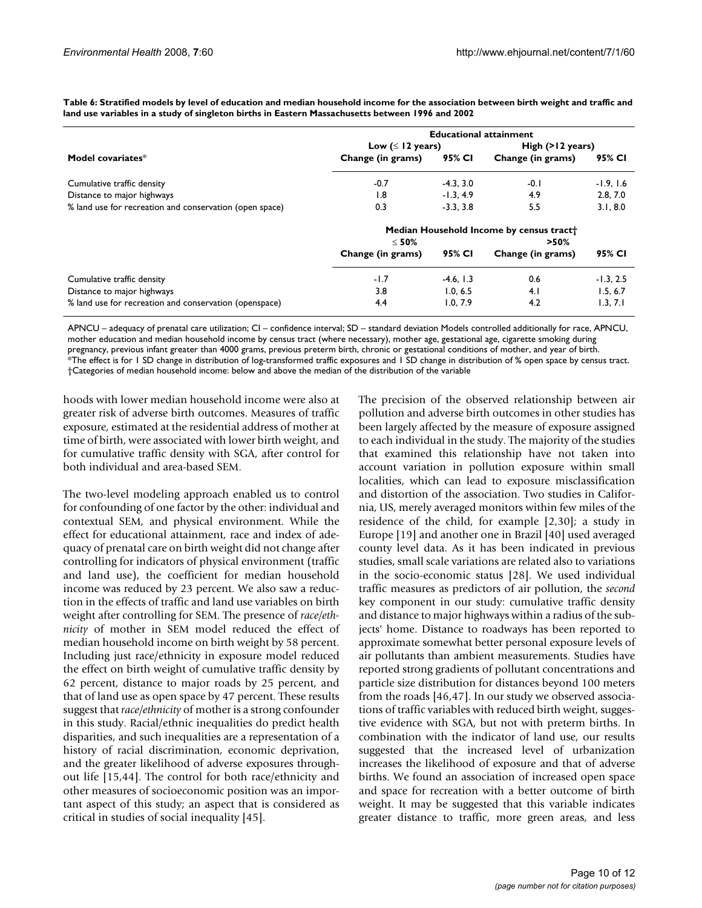**Table 6: Stratified models by level of education and median household income for the association between birth weight and traffic and land use variables in a study of singleton births in Eastern Massachusetts between 1996 and 2002**

| | Educational attainment | | | |
|---|---|---|---|---|
| | Low (≤ 12 years) | | High (>12 years) | |
| **Model covariates*** | **Change (in grams)** | **95% CI** | **Change (in grams)** | **95% CI** |
| Cumulative traffic density | -0.7 | -4.3, 3.0 | -0.1 | -1.9, 1.6 |
| Distance to major highways | 1.8 | -1.3, 4.9 | 4.9 | 2.8, 7.0 |
| % land use for recreation and conservation (open space) | 0.3 | -3.3, 3.8 | 5.5 | 3.1, 8.0 |
| | **Median Household Income by census tract†** | | | |
| | ≤ 50% | | >50% | |
| | **Change (in grams)** | **95% CI** | **Change (in grams)** | **95% CI** |
| Cumulative traffic density | -1.7 | -4.6, 1.3 | 0.6 | -1.3, 2.5 |
| Distance to major highways | 3.8 | 1.0, 6.5 | 4.1 | 1.5, 6.7 |
| % land use for recreation and conservation (openspace) | 4.4 | 1.0, 7.9 | 4.2 | 1.3, 7.1 |

APNCU – adequacy of prenatal care utilization; CI – confidence interval; SD – standard deviation Models controlled additionally for race, APNCU, mother education and median household income by census tract (where necessary), mother age, gestational age, cigarette smoking during pregnancy, previous infant greater than 4000 grams, previous preterm birth, chronic or gestational conditions of mother, and year of birth.
*The effect is for 1 SD change in distribution of log-transformed traffic exposures and 1 SD change in distribution of % open space by census tract.
†Categories of median household income: below and above the median of the distribution of the variable

hoods with lower median household income were also at greater risk of adverse birth outcomes. Measures of traffic exposure, estimated at the residential address of mother at time of birth, were associated with lower birth weight, and for cumulative traffic density with SGA, after control for both individual and area-based SEM.

The two-level modeling approach enabled us to control for confounding of one factor by the other: individual and contextual SEM, and physical environment. While the effect for educational attainment, race and index of adequacy of prenatal care on birth weight did not change after controlling for indicators of physical environment (traffic and land use), the coefficient for median household income was reduced by 23 percent. We also saw a reduction in the effects of traffic and land use variables on birth weight after controlling for SEM. The presence of *race/ethnicity* of mother in SEM model reduced the effect of median household income on birth weight by 58 percent. Including just race/ethnicity in exposure model reduced the effect on birth weight of cumulative traffic density by 62 percent, distance to major roads by 25 percent, and that of land use as open space by 47 percent. These results suggest that *race/ethnicity* of mother is a strong confounder in this study. Racial/ethnic inequalities do predict health disparities, and such inequalities are a representation of a history of racial discrimination, economic deprivation, and the greater likelihood of adverse exposures throughout life [15,44]. The control for both race/ethnicity and other measures of socioeconomic position was an important aspect of this study; an aspect that is considered as critical in studies of social inequality [45].

The precision of the observed relationship between air pollution and adverse birth outcomes in other studies has been largely affected by the measure of exposure assigned to each individual in the study. The majority of the studies that examined this relationship have not taken into account variation in pollution exposure within small localities, which can lead to exposure misclassification and distortion of the association. Two studies in California, US, merely averaged monitors within few miles of the residence of the child, for example [2,30]; a study in Europe [19] and another one in Brazil [40] used averaged county level data. As it has been indicated in previous studies, small scale variations are related also to variations in the socio-economic status [28]. We used individual traffic measures as predictors of air pollution, the *second* key component in our study: cumulative traffic density and distance to major highways within a radius of the subjects' home. Distance to roadways has been reported to approximate somewhat better personal exposure levels of air pollutants than ambient measurements. Studies have reported strong gradients of pollutant concentrations and particle size distribution for distances beyond 100 meters from the roads [46,47]. In our study we observed associations of traffic variables with reduced birth weight, suggestive evidence with SGA, but not with preterm births. In combination with the indicator of land use, our results suggested that the increased level of urbanization increases the likelihood of exposure and that of adverse births. We found an association of increased open space and space for recreation with a better outcome of birth weight. It may be suggested that this variable indicates greater distance to traffic, more green areas, and less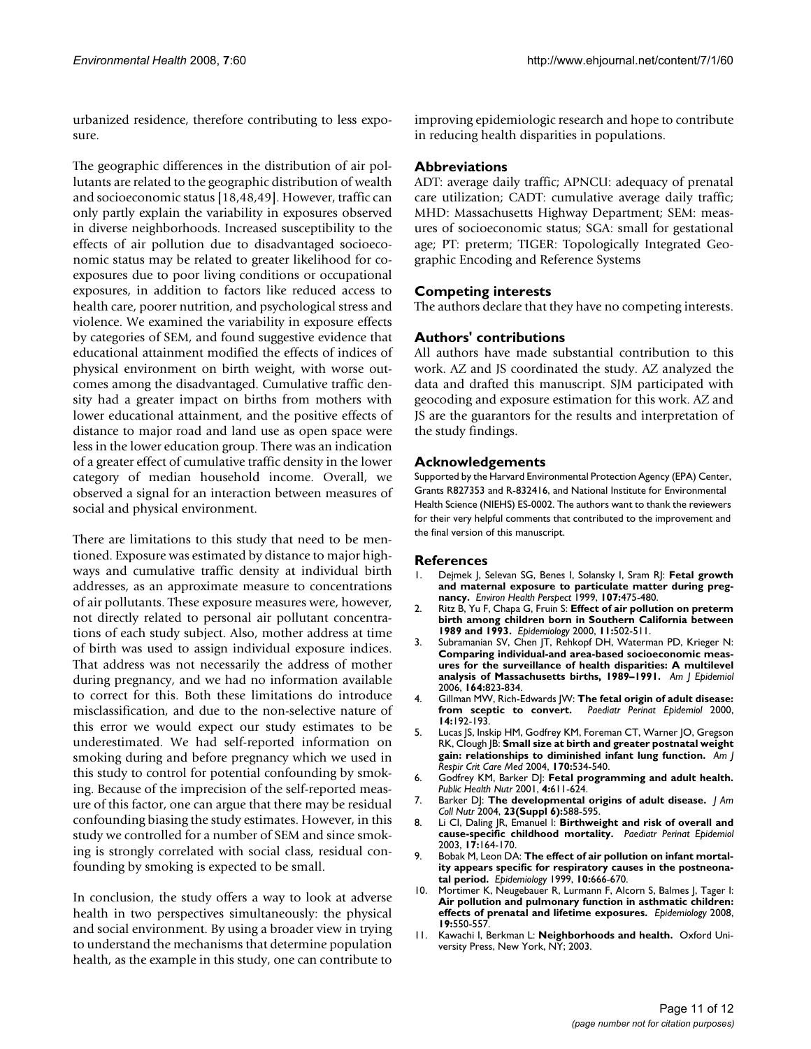urbanized residence, therefore contributing to less exposure.

The geographic differences in the distribution of air pollutants are related to the geographic distribution of wealth and socioeconomic status [18,48,49]. However, traffic can only partly explain the variability in exposures observed in diverse neighborhoods. Increased susceptibility to the effects of air pollution due to disadvantaged socioeconomic status may be related to greater likelihood for co-exposures due to poor living conditions or occupational exposures, in addition to factors like reduced access to health care, poorer nutrition, and psychological stress and violence. We examined the variability in exposure effects by categories of SEM, and found suggestive evidence that educational attainment modified the effects of indices of physical environment on birth weight, with worse outcomes among the disadvantaged. Cumulative traffic density had a greater impact on births from mothers with lower educational attainment, and the positive effects of distance to major road and land use as open space were less in the lower education group. There was an indication of a greater effect of cumulative traffic density in the lower category of median household income. Overall, we observed a signal for an interaction between measures of social and physical environment.

There are limitations to this study that need to be mentioned. Exposure was estimated by distance to major highways and cumulative traffic density at individual birth addresses, as an approximate measure to concentrations of air pollutants. These exposure measures were, however, not directly related to personal air pollutant concentrations of each study subject. Also, mother address at time of birth was used to assign individual exposure indices. That address was not necessarily the address of mother during pregnancy, and we had no information available to correct for this. Both these limitations do introduce misclassification, and due to the non-selective nature of this error we would expect our study estimates to be underestimated. We had self-reported information on smoking during and before pregnancy which we used in this study to control for potential confounding by smoking. Because of the imprecision of the self-reported measure of this factor, one can argue that there may be residual confounding biasing the study estimates. However, in this study we controlled for a number of SEM and since smoking is strongly correlated with social class, residual confounding by smoking is expected to be small.

In conclusion, the study offers a way to look at adverse health in two perspectives simultaneously: the physical and social environment. By using a broader view in trying to understand the mechanisms that determine population health, as the example in this study, one can contribute to improving epidemiologic research and hope to contribute in reducing health disparities in populations.

## Abbreviations

ADT: average daily traffic; APNCU: adequacy of prenatal care utilization; CADT: cumulative average daily traffic; MHD: Massachusetts Highway Department; SEM: measures of socioeconomic status; SGA: small for gestational age; PT: preterm; TIGER: Topologically Integrated Geographic Encoding and Reference Systems

## Competing interests

The authors declare that they have no competing interests.

## Authors' contributions

All authors have made substantial contribution to this work. AZ and JS coordinated the study. AZ analyzed the data and drafted this manuscript. SJM participated with geocoding and exposure estimation for this work. AZ and JS are the guarantors for the results and interpretation of the study findings.

## Acknowledgements

Supported by the Harvard Environmental Protection Agency (EPA) Center, Grants R827353 and R-832416, and National Institute for Environmental Health Science (NIEHS) ES-0002. The authors want to thank the reviewers for their very helpful comments that contributed to the improvement and the final version of this manuscript.

## References

1. Dejmek J, Selevan SG, Benes I, Solansky I, Sram RJ: **Fetal growth and maternal exposure to particulate matter during pregnancy.** *Environ Health Perspect* 1999, **107:**475-480.
2. Ritz B, Yu F, Chapa G, Fruin S: **Effect of air pollution on preterm birth among children born in Southern California between 1989 and 1993.** *Epidemiology* 2000, **11:**502-511.
3. Subramanian SV, Chen JT, Rehkopf DH, Waterman PD, Krieger N: **Comparing individual-and area-based socioeconomic measures for the surveillance of health disparities: A multilevel analysis of Massachusetts births, 1989–1991.** *Am J Epidemiol* 2006, **164:**823-834.
4. Gillman MW, Rich-Edwards JW: **The fetal origin of adult disease: from sceptic to convert.** *Paediatr Perinat Epidemiol* 2000, **14:**192-193.
5. Lucas JS, Inskip HM, Godfrey KM, Foreman CT, Warner JO, Gregson RK, Clough JB: **Small size at birth and greater postnatal weight gain: relationships to diminished infant lung function.** *Am J Respir Crit Care Med* 2004, **170:**534-540.
6. Godfrey KM, Barker DJ: **Fetal programming and adult health.** *Public Health Nutr* 2001, **4:**611-624.
7. Barker DJ: **The developmental origins of adult disease.** *J Am Coll Nutr* 2004, **23(Suppl 6):**588-595.
8. Li CI, Daling JR, Emanuel I: **Birthweight and risk of overall and cause-specific childhood mortality.** *Paediatr Perinat Epidemiol* 2003, **17:**164-170.
9. Bobak M, Leon DA: **The effect of air pollution on infant mortality appears specific for respiratory causes in the postneonatal period.** *Epidemiology* 1999, **10:**666-670.
10. Mortimer K, Neugebauer R, Lurmann F, Alcorn S, Balmes J, Tager I: **Air pollution and pulmonary function in asthmatic children: effects of prenatal and lifetime exposures.** *Epidemiology* 2008, **19:**550-557.
11. Kawachi I, Berkman L: **Neighborhoods and health.** Oxford University Press, New York, NY; 2003.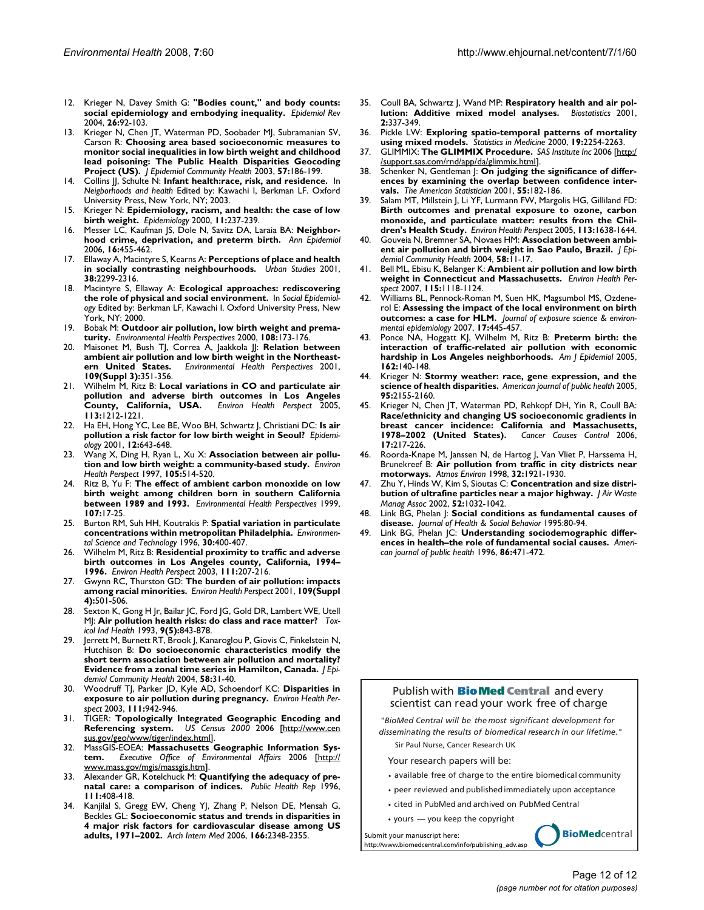12. Krieger N, Davey Smith G: **"Bodies count," and body counts: social epidemiology and embodying inequality.** *Epidemiol Rev* 2004, **26:**92-103.
13. Krieger N, Chen JT, Waterman PD, Soobader MJ, Subramanian SV, Carson R: **Choosing area based socioeconomic measures to monitor social inequalities in low birth weight and childhood lead poisoning: The Public Health Disparities Geocoding Project (US).** *J Epidemiol Community Health* 2003, **57:**186-199.
14. Collins JJ, Schulte N: **Infant health:race, risk, and residence.** In *Neigborhoods and health* Edited by: Kawachi I, Berkman LF. Oxford University Press, New York, NY; 2003.
15. Krieger N: **Epidemiology, racism, and health: the case of low birth weight.** *Epidemiology* 2000, **11:**237-239.
16. Messer LC, Kaufman JS, Dole N, Savitz DA, Laraia BA: **Neighborhood crime, deprivation, and preterm birth.** *Ann Epidemiol* 2006, **16:**455-462.
17. Ellaway A, Macintyre S, Kearns A: **Perceptions of place and health in socially contrasting neighbourhoods.** *Urban Studies* 2001, **38:**2299-2316.
18. Macintyre S, Ellaway A: **Ecological approaches: rediscovering the role of physical and social environment.** In *Social Epidemiology* Edited by: Berkman LF, Kawachi I. Oxford University Press, New York, NY; 2000.
19. Bobak M: **Outdoor air pollution, low birth weight and prematurity.** *Environmental Health Perspectives* 2000, **108:**173-176.
20. Maisonet M, Bush TJ, Correa A, Jaakkola JJ: **Relation between ambient air pollution and low birth weight in the Northeastern United States.** *Environmental Health Perspectives* 2001, **109(Suppl 3):**351-356.
21. Wilhelm M, Ritz B: **Local variations in CO and particulate air pollution and adverse birth outcomes in Los Angeles County, California, USA.** *Environ Health Perspect* 2005, **113:**1212-1221.
22. Ha EH, Hong YC, Lee BE, Woo BH, Schwartz J, Christiani DC: **Is air pollution a risk factor for low birth weight in Seoul?** *Epidemiology* 2001, **12:**643-648.
23. Wang X, Ding H, Ryan L, Xu X: **Association between air pollution and low birth weight: a community-based study.** *Environ Health Perspect* 1997, **105:**514-520.
24. Ritz B, Yu F: **The effect of ambient carbon monoxide on low birth weight among children born in southern California between 1989 and 1993.** *Environmental Health Perspectives* 1999, **107:**17-25.
25. Burton RM, Suh HH, Koutrakis P: **Spatial variation in particulate concentrations within metropolitan Philadelphia.** *Environmental Science and Technology* 1996, **30:**400-407.
26. Wilhelm M, Ritz B: **Residential proximity to traffic and adverse birth outcomes in Los Angeles county, California, 1994–1996.** *Environ Health Perspect* 2003, **111:**207-216.
27. Gwynn RC, Thurston GD: **The burden of air pollution: impacts among racial minorities.** *Environ Health Perspect* 2001, **109(Suppl 4):**501-506.
28. Sexton K, Gong H Jr, Bailar JC, Ford JG, Gold DR, Lambert WE, Utell MJ: **Air pollution health risks: do class and race matter?** *Toxicol Ind Health* 1993, **9(5):**843-878.
29. Jerrett M, Burnett RT, Brook J, Kanaroglou P, Giovis C, Finkelstein N, Hutchison B: **Do socioeconomic characteristics modify the short term association between air pollution and mortality? Evidence from a zonal time series in Hamilton, Canada.** *J Epidemiol Community Health* 2004, **58:**31-40.
30. Woodruff TJ, Parker JD, Kyle AD, Schoendorf KC: **Disparities in exposure to air pollution during pregnancy.** *Environ Health Perspect* 2003, **111:**942-946.
31. TIGER: **Topologically Integrated Geographic Encoding and Referencing system.** *US Census 2000* 2006 [http://www.census.gov/geo/www/tiger/index.html].
32. MassGIS-EOEA: **Massachusetts Geographic Information System.** *Executive Office of Environmental Affairs* 2006 [http://www.mass.gov/mgis/massgis.htm].
33. Alexander GR, Kotelchuck M: **Quantifying the adequacy of prenatal care: a comparison of indices.** *Public Health Rep* 1996, **111:**408-418.
34. Kanjilal S, Gregg EW, Cheng YJ, Zhang P, Nelson DE, Mensah G, Beckles GL: **Socioeconomic status and trends in disparities in 4 major risk factors for cardiovascular disease among US adults, 1971–2002.** *Arch Intern Med* 2006, **166:**2348-2355.
35. Coull BA, Schwartz J, Wand MP: **Respiratory health and air pollution: Additive mixed model analyses.** *Biostatistics* 2001, **2:**337-349.
36. Pickle LW: **Exploring spatio-temporal patterns of mortality using mixed models.** *Statistics in Medicine* 2000, **19:**2254-2263.
37. GLIMMIX: **The GLIMMIX Procedure.** *SAS Institute Inc* 2006 [http://support.sas.com/rnd/app/da/glimmix.html].
38. Schenker N, Gentleman J: **On judging the significance of differences by examining the overlap between confidence intervals.** *The American Statistician* 2001, **55:**182-186.
39. Salam MT, Millstein J, Li YF, Lurmann FW, Margolis HG, Gilliland FD: **Birth outcomes and prenatal exposure to ozone, carbon monoxide, and particulate matter: results from the Children's Health Study.** *Environ Health Perspect* 2005, **113:**1638-1644.
40. Gouveia N, Bremner SA, Novaes HM: **Association between ambient air pollution and birth weight in Sao Paulo, Brazil.** *J Epidemiol Community Health* 2004, **58:**11-17.
41. Bell ML, Ebisu K, Belanger K: **Ambient air pollution and low birth weight in Connecticut and Massachusetts.** *Environ Health Perspect* 2007, **115:**1118-1124.
42. Williams BL, Pennock-Roman M, Suen HK, Magsumbol MS, Ozdenerol E: **Assessing the impact of the local environment on birth outcomes: a case for HLM.** *Journal of exposure science & environmental epidemiology* 2007, **17:**445-457.
43. Ponce NA, Hoggatt KJ, Wilhelm M, Ritz B: **Preterm birth: the interaction of traffic-related air pollution with economic hardship in Los Angeles neighborhoods.** *Am J Epidemiol* 2005, **162:**140-148.
44. Krieger N: **Stormy weather: race, gene expression, and the science of health disparities.** *American journal of public health* 2005, **95:**2155-2160.
45. Krieger N, Chen JT, Waterman PD, Rehkopf DH, Yin R, Coull BA: **Race/ethnicity and changing US socioeconomic gradients in breast cancer incidence: California and Massachusetts, 1978–2002 (United States).** *Cancer Causes Control* 2006, **17:**217-226.
46. Roorda-Knape M, Janssen N, de Hartog J, Van Vliet P, Harssema H, Brunekreef B: **Air pollution from traffic in city districts near motorways.** *Atmos Environ* 1998, **32:**1921-1930.
47. Zhu Y, Hinds W, Kim S, Sioutas C: **Concentration and size distribution of ultrafine particles near a major highway.** *J Air Waste Manag Assoc* 2002, **52:**1032-1042.
48. Link BG, Phelan J: **Social conditions as fundamental causes of disease.** *Journal of Health & Social Behavior* 1995:80-94.
49. Link BG, Phelan JC: **Understanding sociodemographic differences in health–the role of fundamental social causes.** *American journal of public health* 1996, **86:**471-472.